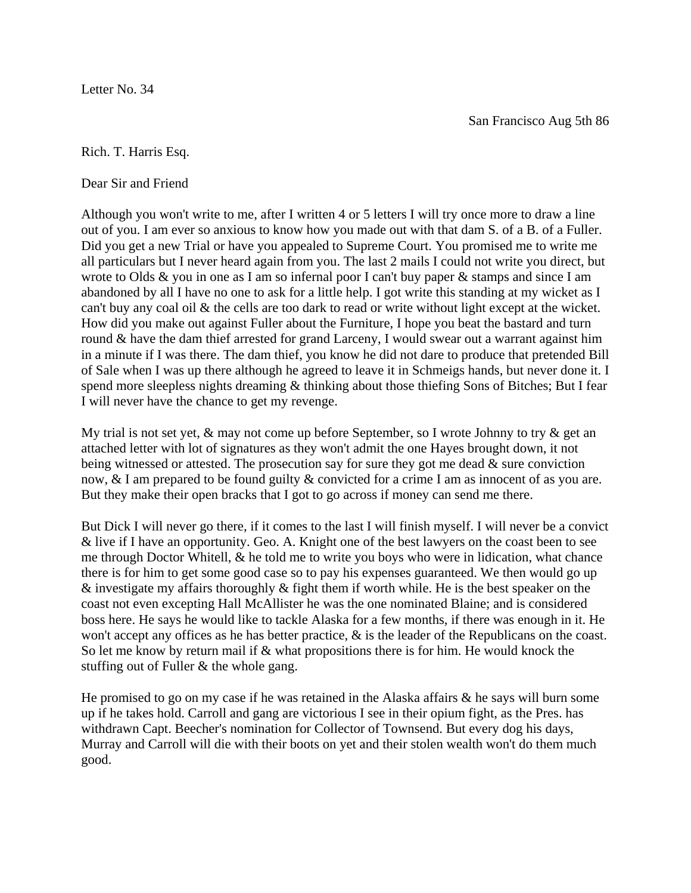Letter No. 34

San Francisco Aug 5th 86

Rich. T. Harris Esq.

Dear Sir and Friend

Although you won't write to me, after I written 4 or 5 letters I will try once more to draw a line out of you. I am ever so anxious to know how you made out with that dam S. of a B. of a Fuller. Did you get a new Trial or have you appealed to Supreme Court. You promised me to write me all particulars but I never heard again from you. The last 2 mails I could not write you direct, but wrote to Olds & you in one as I am so infernal poor I can't buy paper & stamps and since I am abandoned by all I have no one to ask for a little help. I got write this standing at my wicket as I can't buy any coal oil & the cells are too dark to read or write without light except at the wicket. How did you make out against Fuller about the Furniture, I hope you beat the bastard and turn round & have the dam thief arrested for grand Larceny, I would swear out a warrant against him in a minute if I was there. The dam thief, you know he did not dare to produce that pretended Bill of Sale when I was up there although he agreed to leave it in Schmeigs hands, but never done it. I spend more sleepless nights dreaming & thinking about those thiefing Sons of Bitches; But I fear I will never have the chance to get my revenge.

My trial is not set yet, & may not come up before September, so I wrote Johnny to try & get an attached letter with lot of signatures as they won't admit the one Hayes brought down, it not being witnessed or attested. The prosecution say for sure they got me dead & sure conviction now, & I am prepared to be found guilty & convicted for a crime I am as innocent of as you are. But they make their open bracks that I got to go across if money can send me there.

But Dick I will never go there, if it comes to the last I will finish myself. I will never be a convict & live if I have an opportunity. Geo. A. Knight one of the best lawyers on the coast been to see me through Doctor Whitell, & he told me to write you boys who were in lidication, what chance there is for him to get some good case so to pay his expenses guaranteed. We then would go up & investigate my affairs thoroughly & fight them if worth while. He is the best speaker on the coast not even excepting Hall McAllister he was the one nominated Blaine; and is considered boss here. He says he would like to tackle Alaska for a few months, if there was enough in it. He won't accept any offices as he has better practice, & is the leader of the Republicans on the coast. So let me know by return mail if & what propositions there is for him. He would knock the stuffing out of Fuller & the whole gang.

He promised to go on my case if he was retained in the Alaska affairs & he says will burn some up if he takes hold. Carroll and gang are victorious I see in their opium fight, as the Pres. has withdrawn Capt. Beecher's nomination for Collector of Townsend. But every dog his days, Murray and Carroll will die with their boots on yet and their stolen wealth won't do them much good.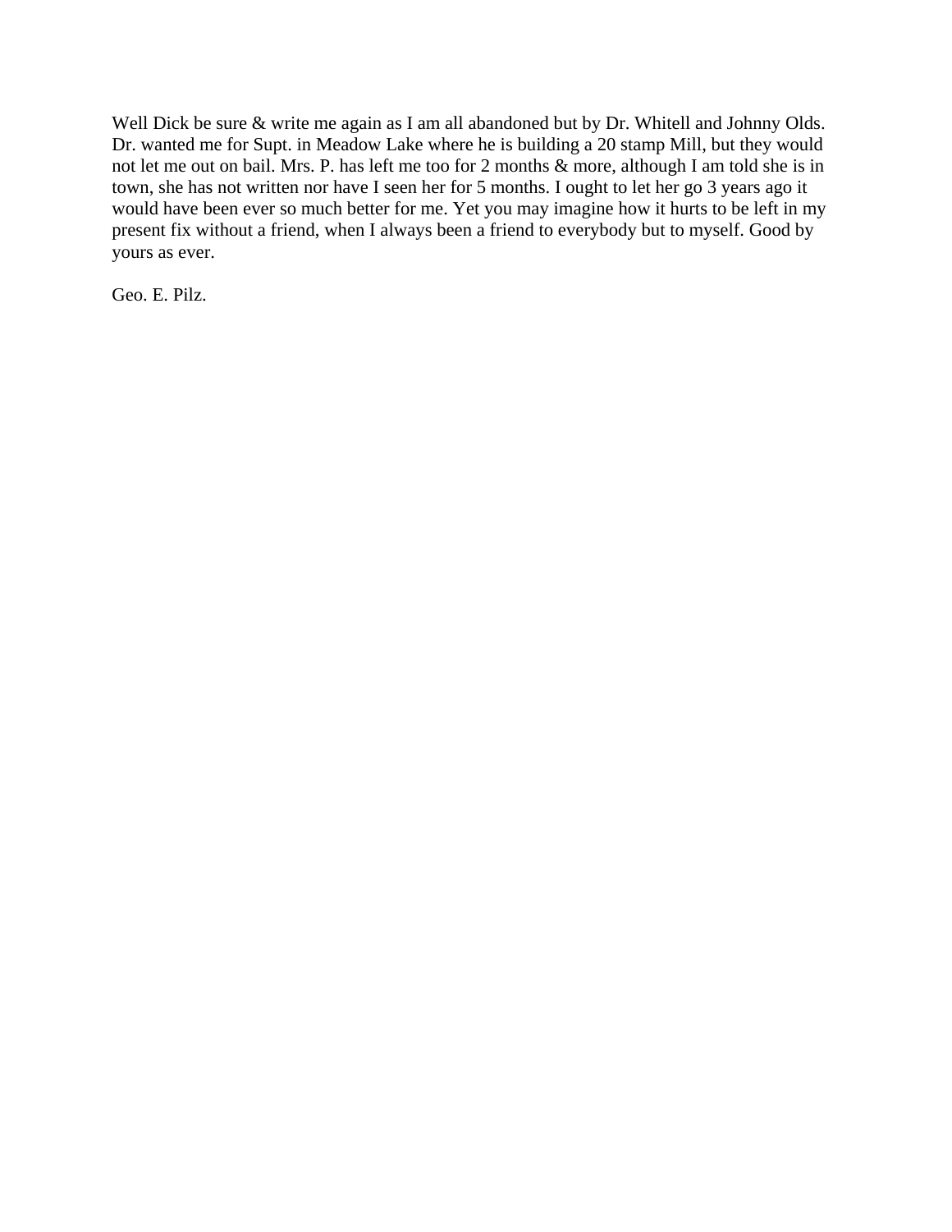Well Dick be sure & write me again as I am all abandoned but by Dr. Whitell and Johnny Olds. Dr. wanted me for Supt. in Meadow Lake where he is building a 20 stamp Mill, but they would not let me out on bail. Mrs. P. has left me too for 2 months & more, although I am told she is in town, she has not written nor have I seen her for 5 months. I ought to let her go 3 years ago it would have been ever so much better for me. Yet you may imagine how it hurts to be left in my present fix without a friend, when I always been a friend to everybody but to myself. Good by yours as ever.

Geo. E. Pilz.